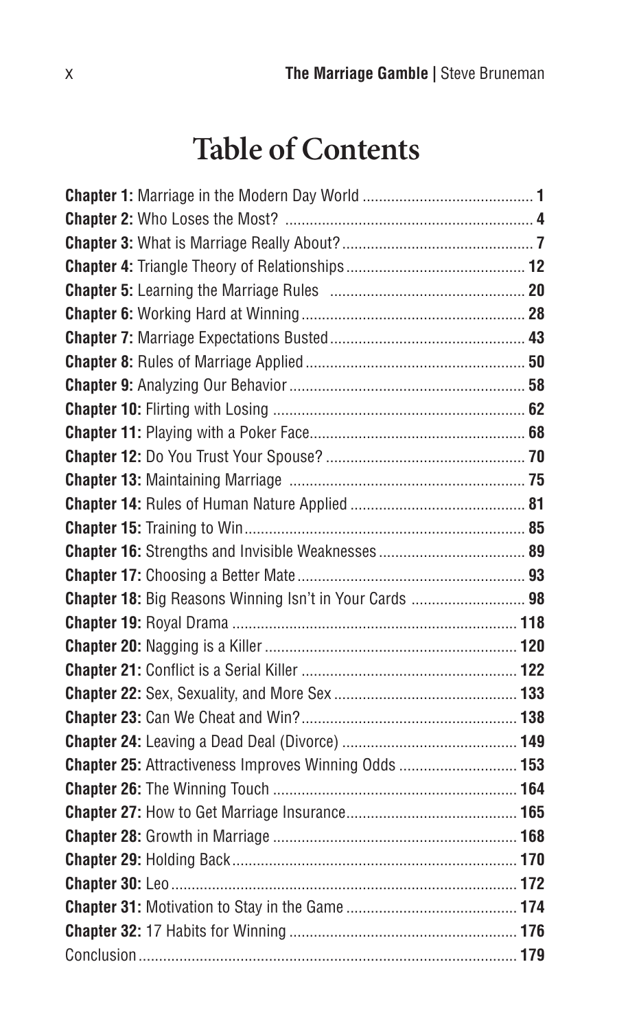# Table of Contents

**Chapter 1:** Marriage in the Modern Day World .......................................... **1**
**Chapter 2:** Who Loses the Most? .......................................... **4**
**Chapter 3:** What is Marriage Really About? .......................................... **7**
**Chapter 4:** Triangle Theory of Relationships .......................................... **12**
**Chapter 5:** Learning the Marriage Rules .......................................... **20**
**Chapter 6:** Working Hard at Winning .......................................... **28**
**Chapter 7:** Marriage Expectations Busted .......................................... **43**
**Chapter 8:** Rules of Marriage Applied .......................................... **50**
**Chapter 9:** Analyzing Our Behavior .......................................... **58**
**Chapter 10:** Flirting with Losing .......................................... **62**
**Chapter 11:** Playing with a Poker Face .......................................... **68**
**Chapter 12:** Do You Trust Your Spouse? .......................................... **70**
**Chapter 13:** Maintaining Marriage .......................................... **75**
**Chapter 14:** Rules of Human Nature Applied .......................................... **81**
**Chapter 15:** Training to Win .......................................... **85**
**Chapter 16:** Strengths and Invisible Weaknesses .......................................... **89**
**Chapter 17:** Choosing a Better Mate .......................................... **93**
**Chapter 18:** Big Reasons Winning Isn't in Your Cards .......................................... **98**
**Chapter 19:** Royal Drama .......................................... **118**
**Chapter 20:** Nagging is a Killer .......................................... **120**
**Chapter 21:** Conflict is a Serial Killer .......................................... **122**
**Chapter 22:** Sex, Sexuality, and More Sex .......................................... **133**
**Chapter 23:** Can We Cheat and Win? .......................................... **138**
**Chapter 24:** Leaving a Dead Deal (Divorce) .......................................... **149**
**Chapter 25:** Attractiveness Improves Winning Odds .......................................... **153**
**Chapter 26:** The Winning Touch .......................................... **164**
**Chapter 27:** How to Get Marriage Insurance .......................................... **165**
**Chapter 28:** Growth in Marriage .......................................... **168**
**Chapter 29:** Holding Back .......................................... **170**
**Chapter 30:** Leo .......................................... **172**
**Chapter 31:** Motivation to Stay in the Game .......................................... **174**
**Chapter 32:** 17 Habits for Winning .......................................... **176**
Conclusion .......................................... **179**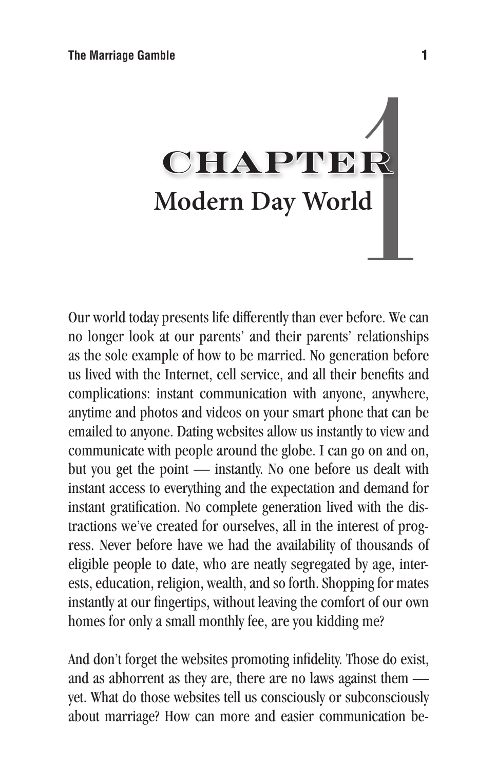# CHAPTER 1
## Modern Day World

Our world today presents life differently than ever before. We can no longer look at our parents' and their parents' relationships as the sole example of how to be married. No generation before us lived with the Internet, cell service, and all their benefits and complications: instant communication with anyone, anywhere, anytime and photos and videos on your smart phone that can be emailed to anyone. Dating websites allow us instantly to view and communicate with people around the globe. I can go on and on, but you get the point — instantly. No one before us dealt with instant access to everything and the expectation and demand for instant gratification. No complete generation lived with the distractions we've created for ourselves, all in the interest of progress. Never before have we had the availability of thousands of eligible people to date, who are neatly segregated by age, interests, education, religion, wealth, and so forth. Shopping for mates instantly at our fingertips, without leaving the comfort of our own homes for only a small monthly fee, are you kidding me?

And don't forget the websites promoting infidelity. Those do exist, and as abhorrent as they are, there are no laws against them — yet. What do those websites tell us consciously or subconsciously about marriage? How can more and easier communication be-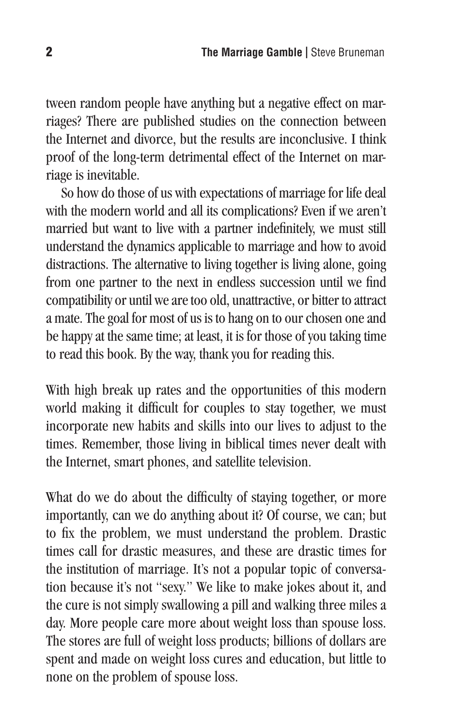tween random people have anything but a negative effect on marriages? There are published studies on the connection between the Internet and divorce, but the results are inconclusive. I think proof of the long-term detrimental effect of the Internet on marriage is inevitable.

So how do those of us with expectations of marriage for life deal with the modern world and all its complications? Even if we aren't married but want to live with a partner indefinitely, we must still understand the dynamics applicable to marriage and how to avoid distractions. The alternative to living together is living alone, going from one partner to the next in endless succession until we find compatibility or until we are too old, unattractive, or bitter to attract a mate. The goal for most of us is to hang on to our chosen one and be happy at the same time; at least, it is for those of you taking time to read this book. By the way, thank you for reading this.

With high break up rates and the opportunities of this modern world making it difficult for couples to stay together, we must incorporate new habits and skills into our lives to adjust to the times. Remember, those living in biblical times never dealt with the Internet, smart phones, and satellite television.

What do we do about the difficulty of staying together, or more importantly, can we do anything about it? Of course, we can; but to fix the problem, we must understand the problem. Drastic times call for drastic measures, and these are drastic times for the institution of marriage. It's not a popular topic of conversation because it's not "sexy." We like to make jokes about it, and the cure is not simply swallowing a pill and walking three miles a day. More people care more about weight loss than spouse loss. The stores are full of weight loss products; billions of dollars are spent and made on weight loss cures and education, but little to none on the problem of spouse loss.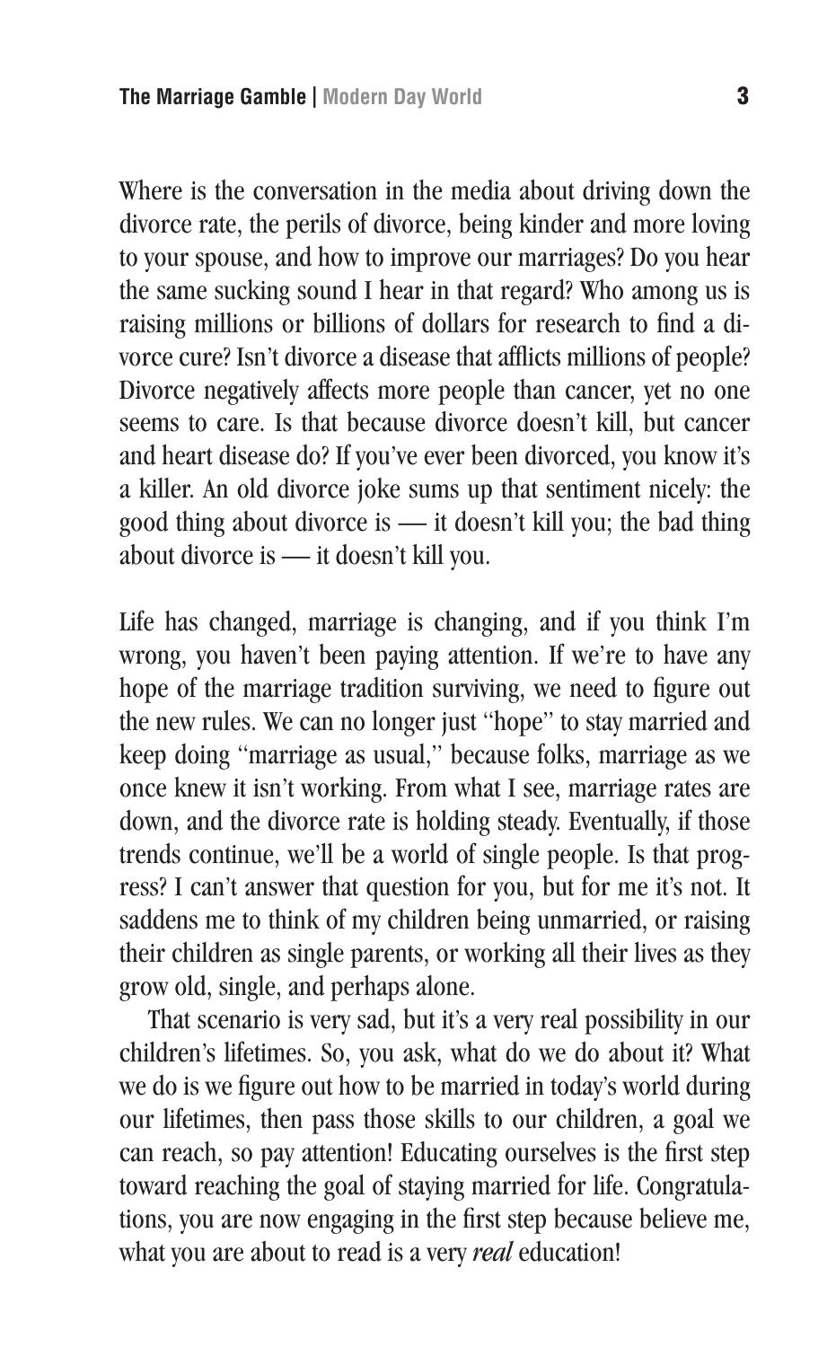Where is the conversation in the media about driving down the divorce rate, the perils of divorce, being kinder and more loving to your spouse, and how to improve our marriages? Do you hear the same sucking sound I hear in that regard? Who among us is raising millions or billions of dollars for research to find a divorce cure? Isn't divorce a disease that afflicts millions of people? Divorce negatively affects more people than cancer, yet no one seems to care. Is that because divorce doesn't kill, but cancer and heart disease do? If you've ever been divorced, you know it's a killer. An old divorce joke sums up that sentiment nicely: the good thing about divorce is — it doesn't kill you; the bad thing about divorce is — it doesn't kill you.

Life has changed, marriage is changing, and if you think I'm wrong, you haven't been paying attention. If we're to have any hope of the marriage tradition surviving, we need to figure out the new rules. We can no longer just "hope" to stay married and keep doing "marriage as usual," because folks, marriage as we once knew it isn't working. From what I see, marriage rates are down, and the divorce rate is holding steady. Eventually, if those trends continue, we'll be a world of single people. Is that progress? I can't answer that question for you, but for me it's not. It saddens me to think of my children being unmarried, or raising their children as single parents, or working all their lives as they grow old, single, and perhaps alone.

That scenario is very sad, but it's a very real possibility in our children's lifetimes. So, you ask, what do we do about it? What we do is we figure out how to be married in today's world during our lifetimes, then pass those skills to our children, a goal we can reach, so pay attention! Educating ourselves is the first step toward reaching the goal of staying married for life. Congratulations, you are now engaging in the first step because believe me, what you are about to read is a very *real* education!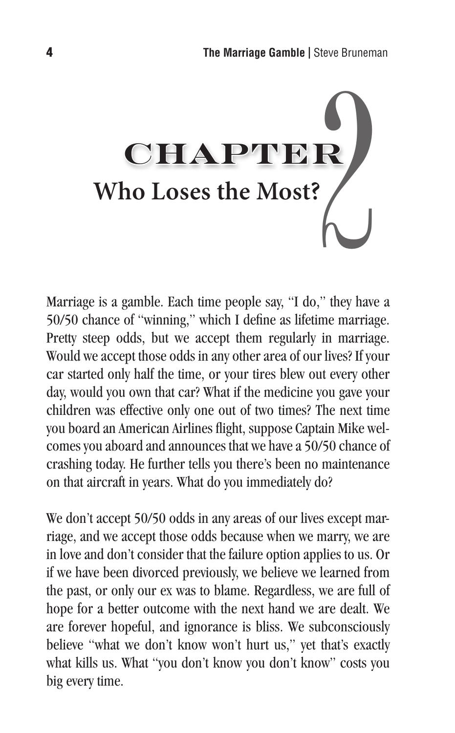# CHAPTER 2
## Who Loses the Most?

Marriage is a gamble. Each time people say, "I do," they have a 50/50 chance of "winning," which I define as lifetime marriage. Pretty steep odds, but we accept them regularly in marriage. Would we accept those odds in any other area of our lives? If your car started only half the time, or your tires blew out every other day, would you own that car? What if the medicine you gave your children was effective only one out of two times? The next time you board an American Airlines flight, suppose Captain Mike welcomes you aboard and announces that we have a 50/50 chance of crashing today. He further tells you there's been no maintenance on that aircraft in years. What do you immediately do?

We don't accept 50/50 odds in any areas of our lives except marriage, and we accept those odds because when we marry, we are in love and don't consider that the failure option applies to us. Or if we have been divorced previously, we believe we learned from the past, or only our ex was to blame. Regardless, we are full of hope for a better outcome with the next hand we are dealt. We are forever hopeful, and ignorance is bliss. We subconsciously believe "what we don't know won't hurt us," yet that's exactly what kills us. What "you don't know you don't know" costs you big every time.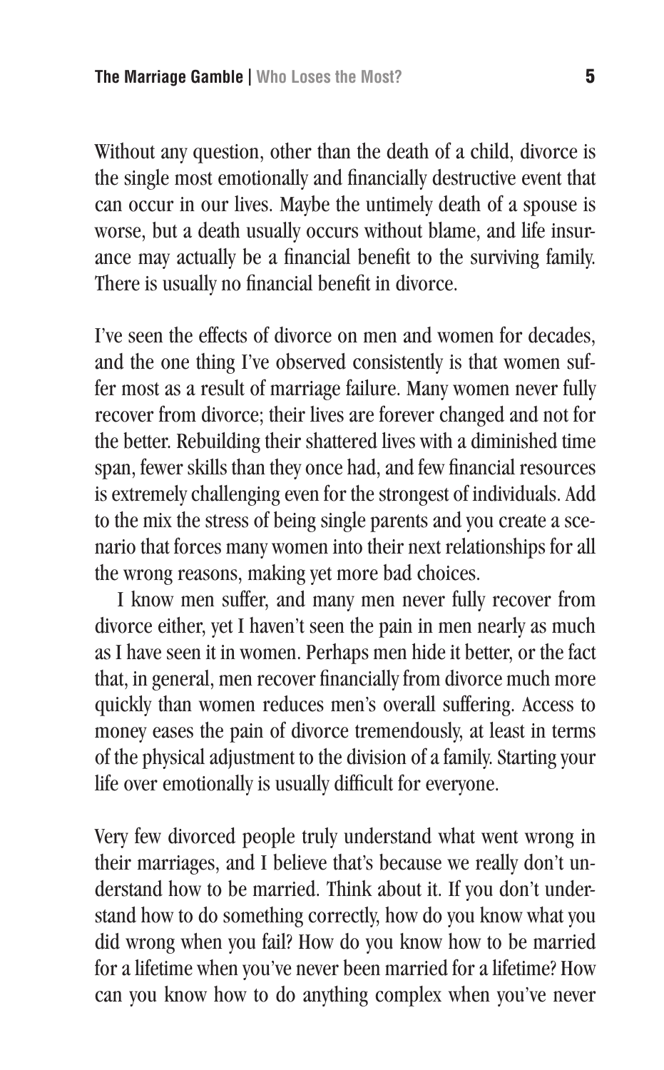Without any question, other than the death of a child, divorce is the single most emotionally and financially destructive event that can occur in our lives. Maybe the untimely death of a spouse is worse, but a death usually occurs without blame, and life insurance may actually be a financial benefit to the surviving family. There is usually no financial benefit in divorce.

I've seen the effects of divorce on men and women for decades, and the one thing I've observed consistently is that women suffer most as a result of marriage failure. Many women never fully recover from divorce; their lives are forever changed and not for the better. Rebuilding their shattered lives with a diminished time span, fewer skills than they once had, and few financial resources is extremely challenging even for the strongest of individuals. Add to the mix the stress of being single parents and you create a scenario that forces many women into their next relationships for all the wrong reasons, making yet more bad choices.

I know men suffer, and many men never fully recover from divorce either, yet I haven't seen the pain in men nearly as much as I have seen it in women. Perhaps men hide it better, or the fact that, in general, men recover financially from divorce much more quickly than women reduces men's overall suffering. Access to money eases the pain of divorce tremendously, at least in terms of the physical adjustment to the division of a family. Starting your life over emotionally is usually difficult for everyone.

Very few divorced people truly understand what went wrong in their marriages, and I believe that's because we really don't understand how to be married. Think about it. If you don't understand how to do something correctly, how do you know what you did wrong when you fail? How do you know how to be married for a lifetime when you've never been married for a lifetime? How can you know how to do anything complex when you've never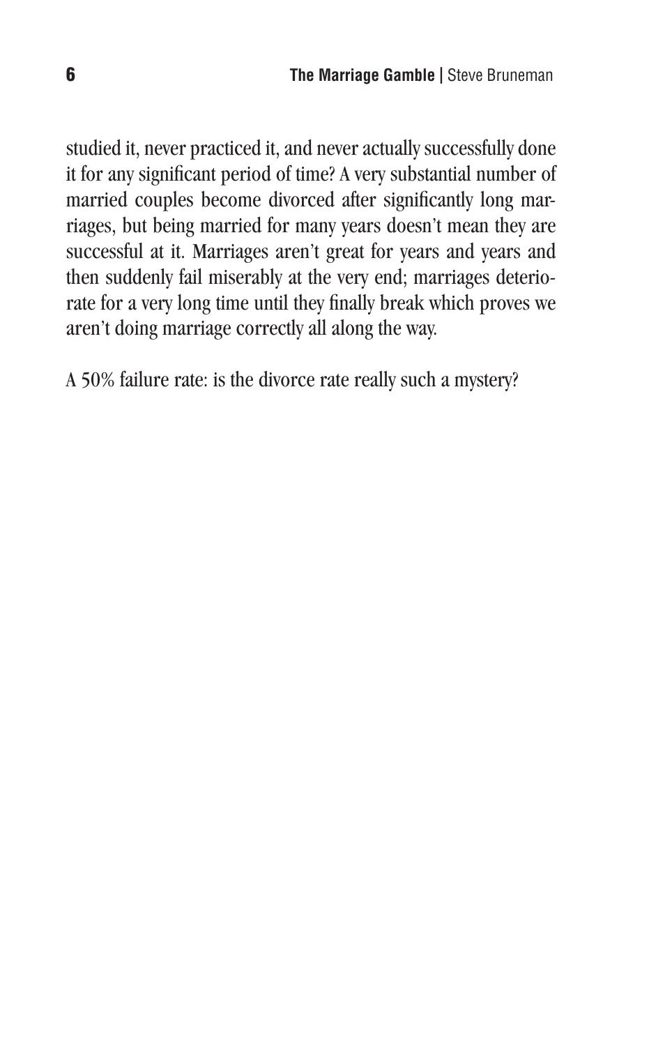studied it, never practiced it, and never actually successfully done it for any significant period of time? A very substantial number of married couples become divorced after significantly long marriages, but being married for many years doesn't mean they are successful at it. Marriages aren't great for years and years and then suddenly fail miserably at the very end; marriages deteriorate for a very long time until they finally break which proves we aren't doing marriage correctly all along the way.

A 50% failure rate: is the divorce rate really such a mystery?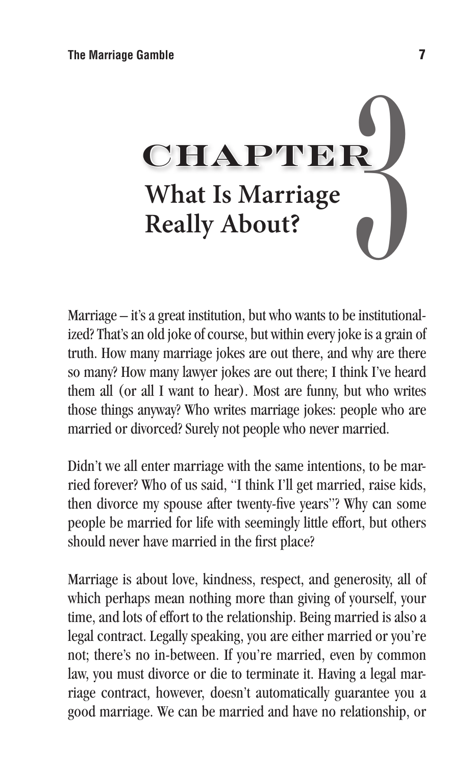# CHAPTER 3
## What Is Marriage Really About?

Marriage – it's a great institution, but who wants to be institutionalized? That's an old joke of course, but within every joke is a grain of truth. How many marriage jokes are out there, and why are there so many? How many lawyer jokes are out there; I think I've heard them all (or all I want to hear). Most are funny, but who writes those things anyway? Who writes marriage jokes: people who are married or divorced? Surely not people who never married.

Didn't we all enter marriage with the same intentions, to be married forever? Who of us said, "I think I'll get married, raise kids, then divorce my spouse after twenty-five years"? Why can some people be married for life with seemingly little effort, but others should never have married in the first place?

Marriage is about love, kindness, respect, and generosity, all of which perhaps mean nothing more than giving of yourself, your time, and lots of effort to the relationship. Being married is also a legal contract. Legally speaking, you are either married or you're not; there's no in-between. If you're married, even by common law, you must divorce or die to terminate it. Having a legal marriage contract, however, doesn't automatically guarantee you a good marriage. We can be married and have no relationship, or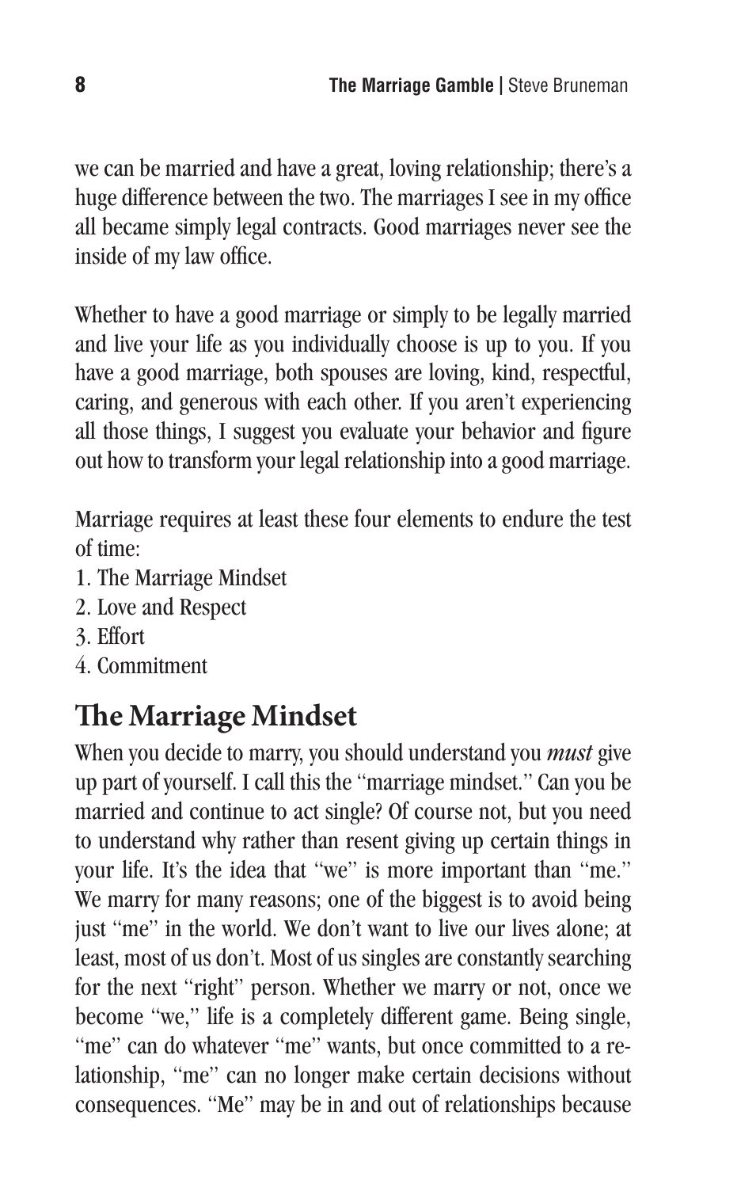we can be married and have a great, loving relationship; there's a huge difference between the two. The marriages I see in my office all became simply legal contracts. Good marriages never see the inside of my law office.

Whether to have a good marriage or simply to be legally married and live your life as you individually choose is up to you. If you have a good marriage, both spouses are loving, kind, respectful, caring, and generous with each other. If you aren't experiencing all those things, I suggest you evaluate your behavior and figure out how to transform your legal relationship into a good marriage.

Marriage requires at least these four elements to endure the test of time:

1. The Marriage Mindset
2. Love and Respect
3. Effort
4. Commitment

## The Marriage Mindset

When you decide to marry, you should understand you *must* give up part of yourself. I call this the "marriage mindset." Can you be married and continue to act single? Of course not, but you need to understand why rather than resent giving up certain things in your life. It's the idea that "we" is more important than "me." We marry for many reasons; one of the biggest is to avoid being just "me" in the world. We don't want to live our lives alone; at least, most of us don't. Most of us singles are constantly searching for the next "right" person. Whether we marry or not, once we become "we," life is a completely different game. Being single, "me" can do whatever "me" wants, but once committed to a relationship, "me" can no longer make certain decisions without consequences. "Me" may be in and out of relationships because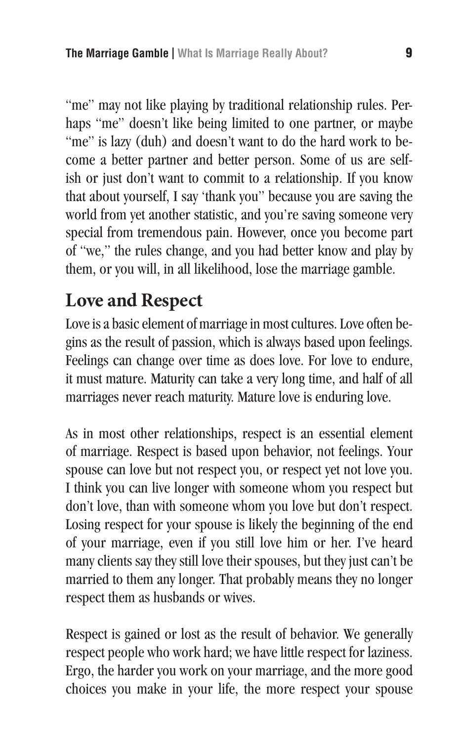"me" may not like playing by traditional relationship rules. Perhaps "me" doesn't like being limited to one partner, or maybe "me" is lazy (duh) and doesn't want to do the hard work to become a better partner and better person. Some of us are selfish or just don't want to commit to a relationship. If you know that about yourself, I say 'thank you" because you are saving the world from yet another statistic, and you're saving someone very special from tremendous pain. However, once you become part of "we," the rules change, and you had better know and play by them, or you will, in all likelihood, lose the marriage gamble.

## Love and Respect

Love is a basic element of marriage in most cultures. Love often begins as the result of passion, which is always based upon feelings. Feelings can change over time as does love. For love to endure, it must mature. Maturity can take a very long time, and half of all marriages never reach maturity. Mature love is enduring love.

As in most other relationships, respect is an essential element of marriage. Respect is based upon behavior, not feelings. Your spouse can love but not respect you, or respect yet not love you. I think you can live longer with someone whom you respect but don't love, than with someone whom you love but don't respect. Losing respect for your spouse is likely the beginning of the end of your marriage, even if you still love him or her. I've heard many clients say they still love their spouses, but they just can't be married to them any longer. That probably means they no longer respect them as husbands or wives.

Respect is gained or lost as the result of behavior. We generally respect people who work hard; we have little respect for laziness. Ergo, the harder you work on your marriage, and the more good choices you make in your life, the more respect your spouse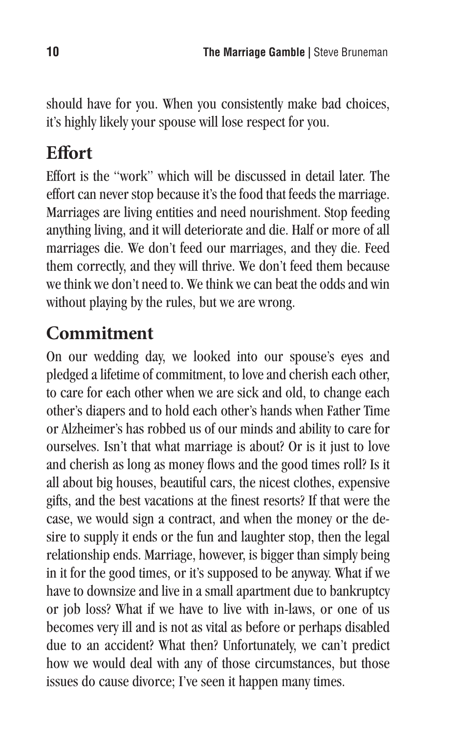should have for you. When you consistently make bad choices, it's highly likely your spouse will lose respect for you.

## Effort

Effort is the "work" which will be discussed in detail later. The effort can never stop because it's the food that feeds the marriage. Marriages are living entities and need nourishment. Stop feeding anything living, and it will deteriorate and die. Half or more of all marriages die. We don't feed our marriages, and they die. Feed them correctly, and they will thrive. We don't feed them because we think we don't need to. We think we can beat the odds and win without playing by the rules, but we are wrong.

## Commitment

On our wedding day, we looked into our spouse's eyes and pledged a lifetime of commitment, to love and cherish each other, to care for each other when we are sick and old, to change each other's diapers and to hold each other's hands when Father Time or Alzheimer's has robbed us of our minds and ability to care for ourselves. Isn't that what marriage is about? Or is it just to love and cherish as long as money flows and the good times roll? Is it all about big houses, beautiful cars, the nicest clothes, expensive gifts, and the best vacations at the finest resorts? If that were the case, we would sign a contract, and when the money or the desire to supply it ends or the fun and laughter stop, then the legal relationship ends. Marriage, however, is bigger than simply being in it for the good times, or it's supposed to be anyway. What if we have to downsize and live in a small apartment due to bankruptcy or job loss? What if we have to live with in-laws, or one of us becomes very ill and is not as vital as before or perhaps disabled due to an accident? What then? Unfortunately, we can't predict how we would deal with any of those circumstances, but those issues do cause divorce; I've seen it happen many times.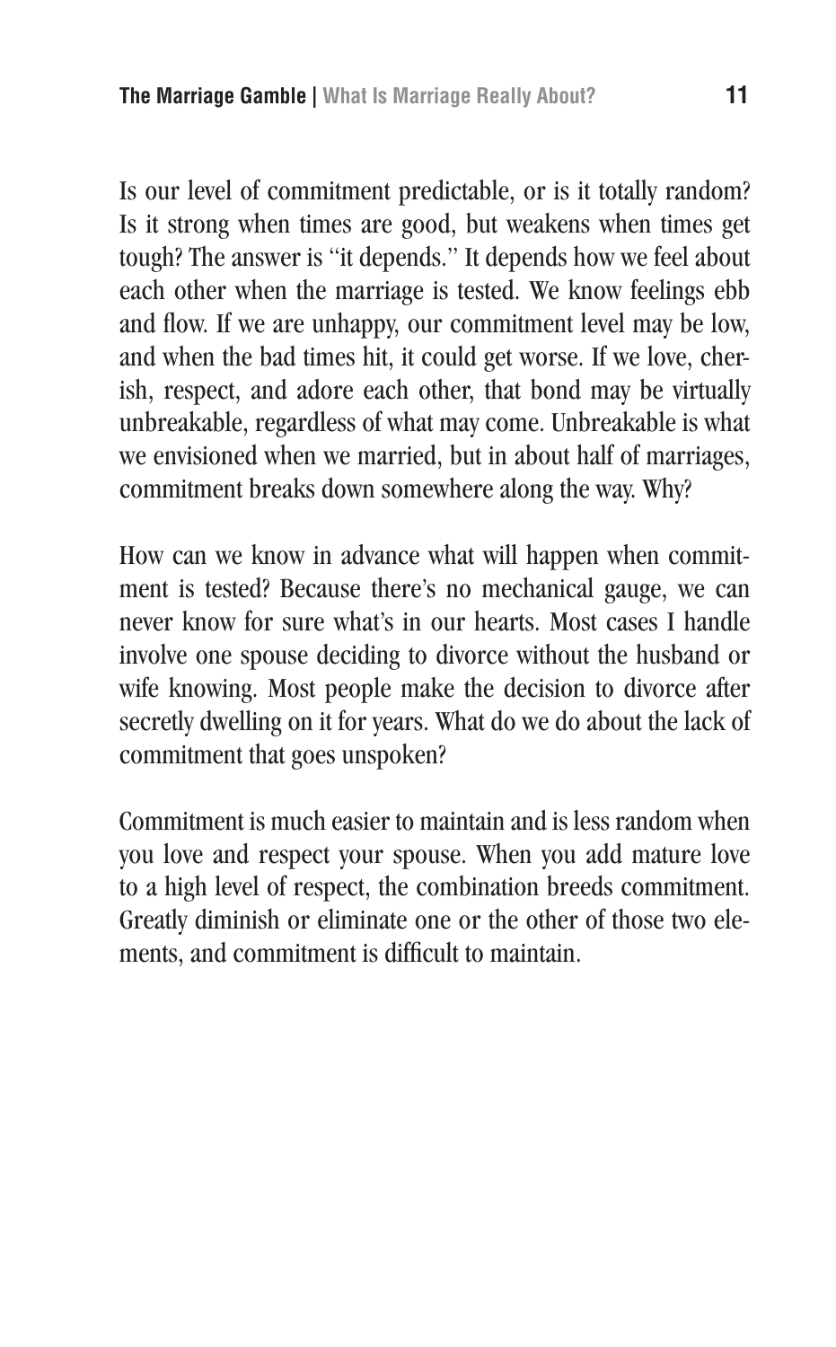Is our level of commitment predictable, or is it totally random? Is it strong when times are good, but weakens when times get tough? The answer is "it depends." It depends how we feel about each other when the marriage is tested. We know feelings ebb and flow. If we are unhappy, our commitment level may be low, and when the bad times hit, it could get worse. If we love, cherish, respect, and adore each other, that bond may be virtually unbreakable, regardless of what may come. Unbreakable is what we envisioned when we married, but in about half of marriages, commitment breaks down somewhere along the way. Why?

How can we know in advance what will happen when commitment is tested? Because there's no mechanical gauge, we can never know for sure what's in our hearts. Most cases I handle involve one spouse deciding to divorce without the husband or wife knowing. Most people make the decision to divorce after secretly dwelling on it for years. What do we do about the lack of commitment that goes unspoken?

Commitment is much easier to maintain and is less random when you love and respect your spouse. When you add mature love to a high level of respect, the combination breeds commitment. Greatly diminish or eliminate one or the other of those two elements, and commitment is difficult to maintain.